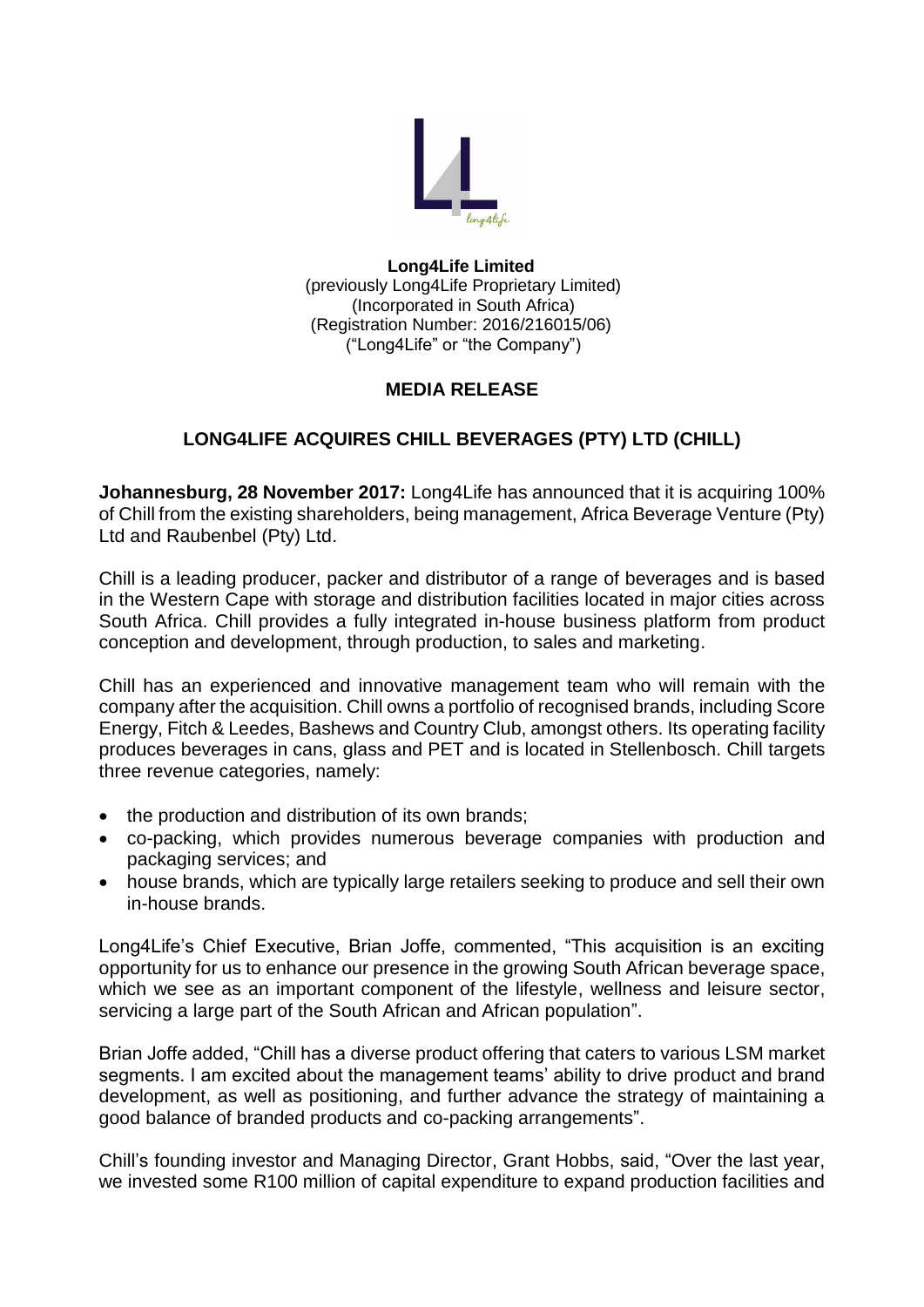**Long4Life Limited**
(previously Long4Life Proprietary Limited)
(Incorporated in South Africa)
(Registration Number: 2016/216015/06)
("Long4Life" or "the Company")

## MEDIA RELEASE

## LONG4LIFE ACQUIRES CHILL BEVERAGES (PTY) LTD (CHILL)

**Johannesburg, 28 November 2017:** Long4Life has announced that it is acquiring 100% of Chill from the existing shareholders, being management, Africa Beverage Venture (Pty) Ltd and Raubenbel (Pty) Ltd.

Chill is a leading producer, packer and distributor of a range of beverages and is based in the Western Cape with storage and distribution facilities located in major cities across South Africa. Chill provides a fully integrated in-house business platform from product conception and development, through production, to sales and marketing.

Chill has an experienced and innovative management team who will remain with the company after the acquisition. Chill owns a portfolio of recognised brands, including Score Energy, Fitch & Leedes, Bashews and Country Club, amongst others. Its operating facility produces beverages in cans, glass and PET and is located in Stellenbosch. Chill targets three revenue categories, namely:

- the production and distribution of its own brands;
- co-packing, which provides numerous beverage companies with production and packaging services; and
- house brands, which are typically large retailers seeking to produce and sell their own in-house brands.

Long4Life's Chief Executive, Brian Joffe, commented, "This acquisition is an exciting opportunity for us to enhance our presence in the growing South African beverage space, which we see as an important component of the lifestyle, wellness and leisure sector, servicing a large part of the South African and African population".

Brian Joffe added, "Chill has a diverse product offering that caters to various LSM market segments. I am excited about the management teams' ability to drive product and brand development, as well as positioning, and further advance the strategy of maintaining a good balance of branded products and co-packing arrangements".

Chill's founding investor and Managing Director, Grant Hobbs, said, "Over the last year, we invested some R100 million of capital expenditure to expand production facilities and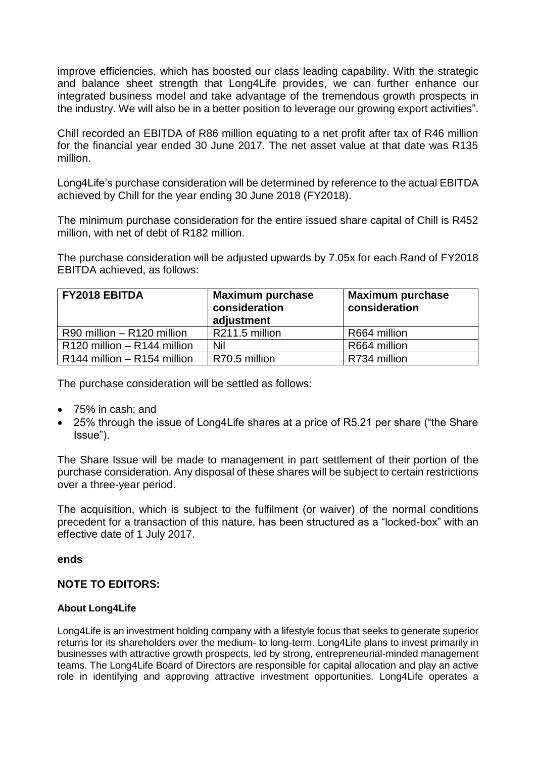improve efficiencies, which has boosted our class leading capability. With the strategic and balance sheet strength that Long4Life provides, we can further enhance our integrated business model and take advantage of the tremendous growth prospects in the industry. We will also be in a better position to leverage our growing export activities".

Chill recorded an EBITDA of R86 million equating to a net profit after tax of R46 million for the financial year ended 30 June 2017. The net asset value at that date was R135 million.

Long4Life's purchase consideration will be determined by reference to the actual EBITDA achieved by Chill for the year ending 30 June 2018 (FY2018).

The minimum purchase consideration for the entire issued share capital of Chill is R452 million, with net of debt of R182 million.

The purchase consideration will be adjusted upwards by 7.05x for each Rand of FY2018 EBITDA achieved, as follows:

| FY2018 EBITDA | Maximum purchase consideration adjustment | Maximum purchase consideration |
|---|---|---|
| R90 million – R120 million | R211.5 million | R664 million |
| R120 million – R144 million | Nil | R664 million |
| R144 million – R154 million | R70.5 million | R734 million |

The purchase consideration will be settled as follows:

- 75% in cash; and
- 25% through the issue of Long4Life shares at a price of R5.21 per share ("the Share Issue").

The Share Issue will be made to management in part settlement of their portion of the purchase consideration. Any disposal of these shares will be subject to certain restrictions over a three-year period.

The acquisition, which is subject to the fulfilment (or waiver) of the normal conditions precedent for a transaction of this nature, has been structured as a "locked-box" with an effective date of 1 July 2017.

**ends**

**NOTE TO EDITORS:**

**About Long4Life**

Long4Life is an investment holding company with a lifestyle focus that seeks to generate superior returns for its shareholders over the medium- to long-term. Long4Life plans to invest primarily in businesses with attractive growth prospects, led by strong, entrepreneurial-minded management teams. The Long4Life Board of Directors are responsible for capital allocation and play an active role in identifying and approving attractive investment opportunities. Long4Life operates a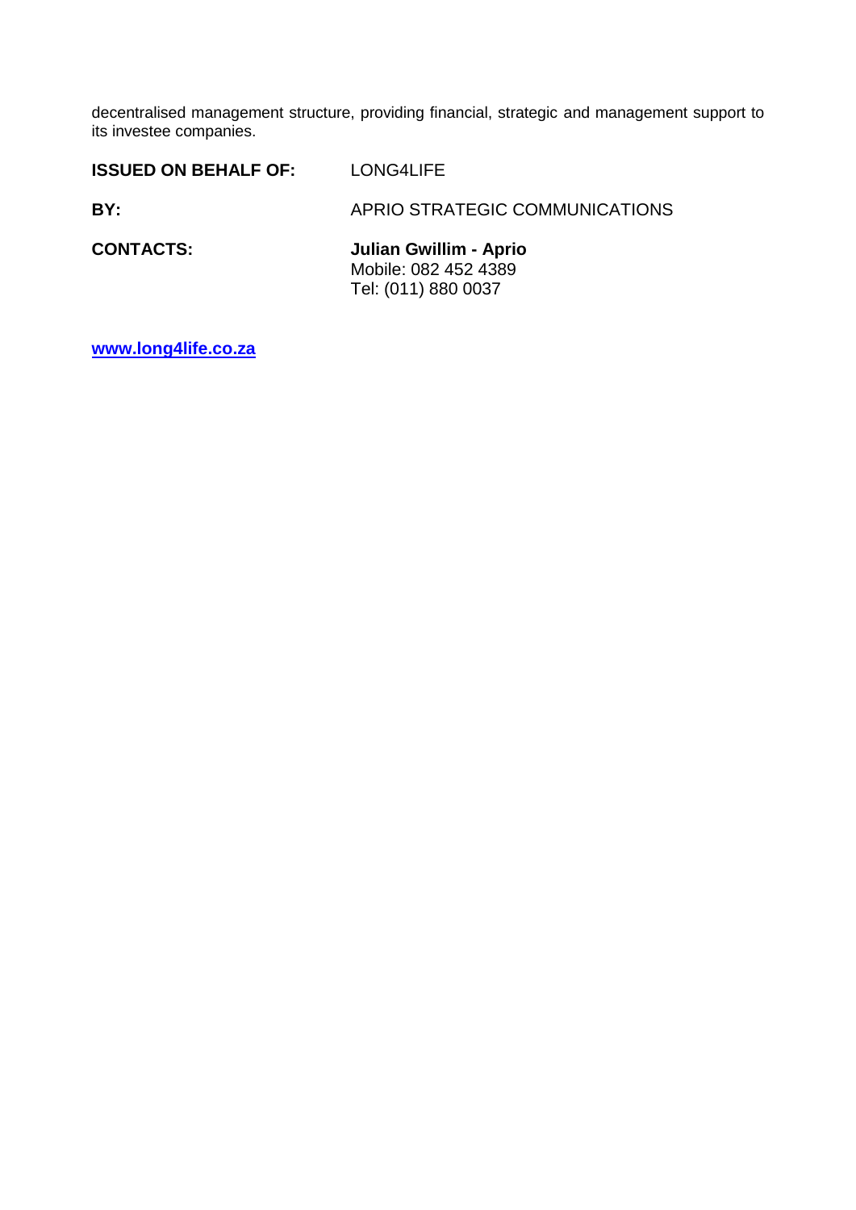decentralised management structure, providing financial, strategic and management support to its investee companies.

| | |
|---|---|
| **ISSUED ON BEHALF OF:** | LONG4LIFE |
| **BY:** | APRIO STRATEGIC COMMUNICATIONS |
| **CONTACTS:** | **Julian Gwillim - Aprio**<br>Mobile: 082 452 4389<br>Tel: (011) 880 0037 |

**www.long4life.co.za**